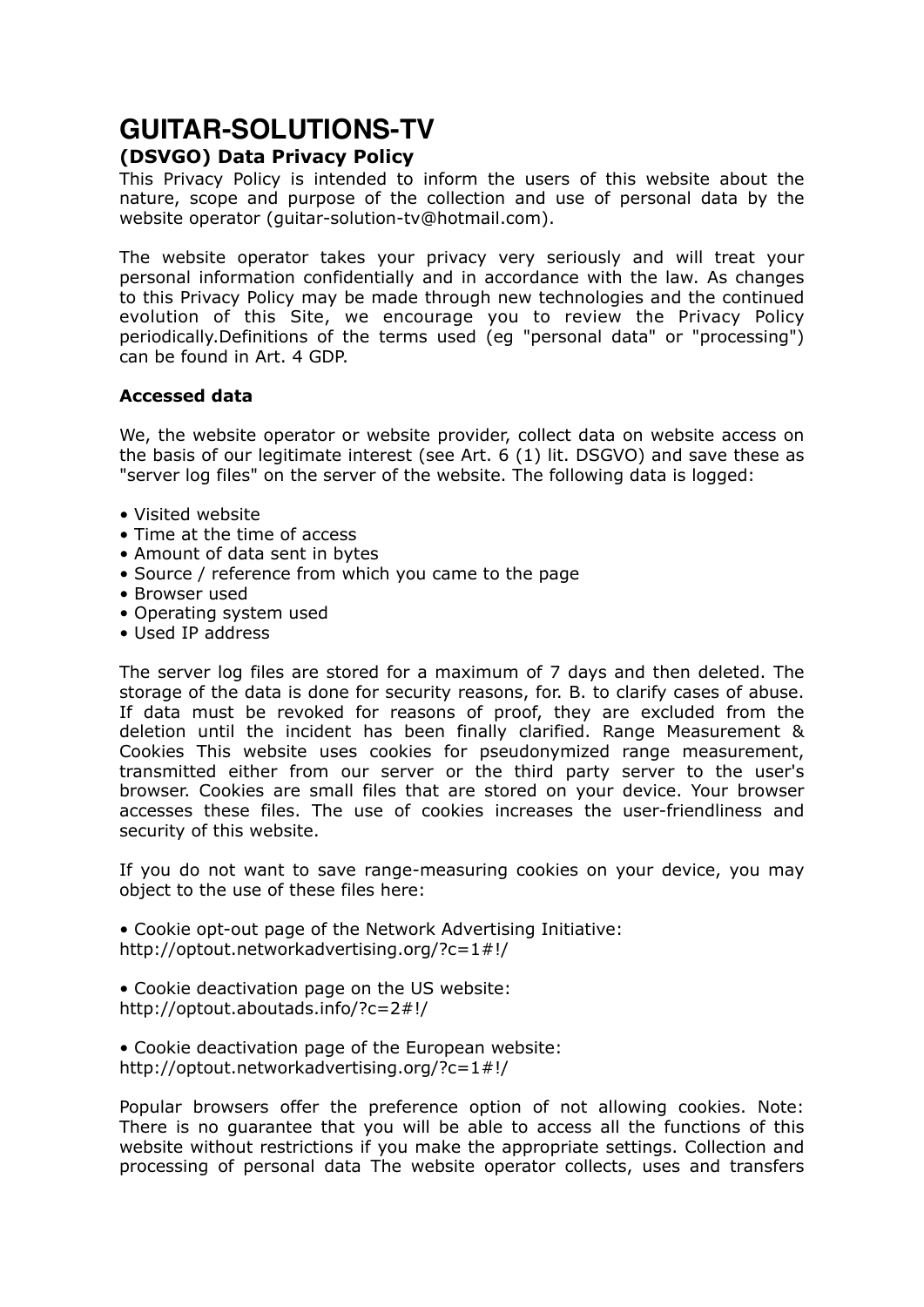# GUITAR-SOLUTIONS-TV

## (DSVGO) Data Privacy Policy

This Privacy Policy is intended to inform the users of this website about the nature, scope and purpose of the collection and use of personal data by the website operator (guitar-solution-tv@hotmail.com).

The website operator takes your privacy very seriously and will treat your personal information confidentially and in accordance with the law. As changes to this Privacy Policy may be made through new technologies and the continued evolution of this Site, we encourage you to review the Privacy Policy periodically.Definitions of the terms used (eg "personal data" or "processing") can be found in Art. 4 GDP.

**Accessed data**

We, the website operator or website provider, collect data on website access on the basis of our legitimate interest (see Art. 6 (1) lit. DSGVO) and save these as "server log files" on the server of the website. The following data is logged:

- Visited website
- Time at the time of access
- Amount of data sent in bytes
- Source / reference from which you came to the page
- Browser used
- Operating system used
- Used IP address

The server log files are stored for a maximum of 7 days and then deleted. The storage of the data is done for security reasons, for. B. to clarify cases of abuse. If data must be revoked for reasons of proof, they are excluded from the deletion until the incident has been finally clarified. Range Measurement & Cookies This website uses cookies for pseudonymized range measurement, transmitted either from our server or the third party server to the user's browser. Cookies are small files that are stored on your device. Your browser accesses these files. The use of cookies increases the user-friendliness and security of this website.

If you do not want to save range-measuring cookies on your device, you may object to the use of these files here:

- Cookie opt-out page of the Network Advertising Initiative:
http://optout.networkadvertising.org/?c=1#!/

- Cookie deactivation page on the US website:
http://optout.aboutads.info/?c=2#!/

- Cookie deactivation page of the European website:
http://optout.networkadvertising.org/?c=1#!/

Popular browsers offer the preference option of not allowing cookies. Note: There is no guarantee that you will be able to access all the functions of this website without restrictions if you make the appropriate settings. Collection and processing of personal data The website operator collects, uses and transfers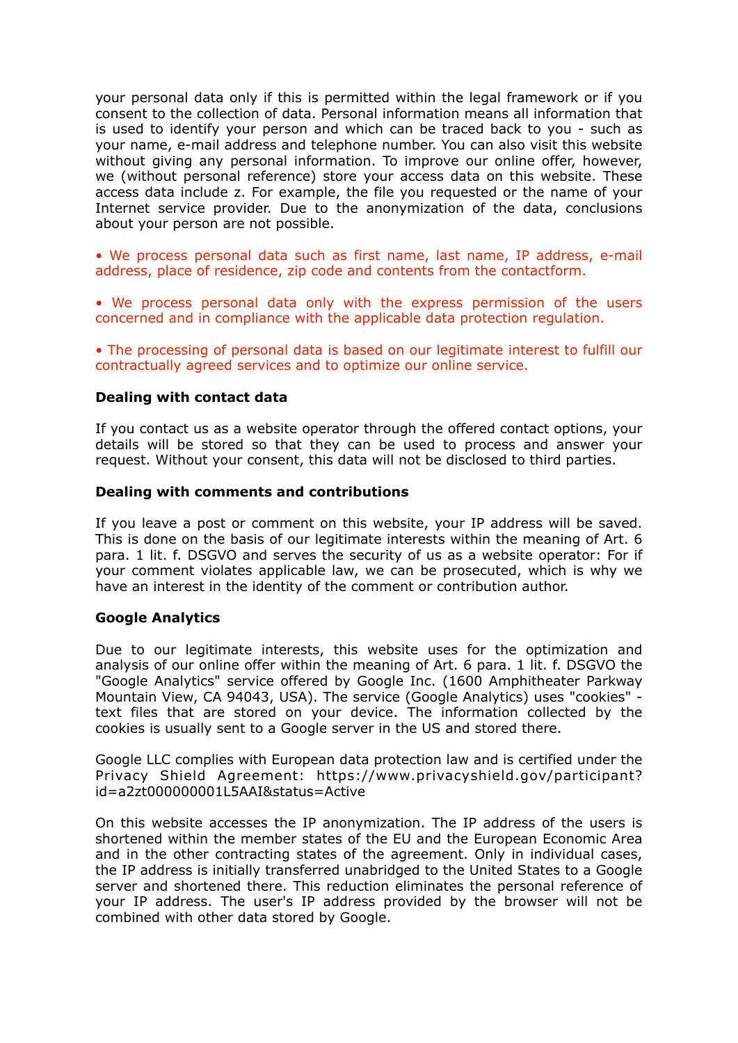your personal data only if this is permitted within the legal framework or if you consent to the collection of data. Personal information means all information that is used to identify your person and which can be traced back to you - such as your name, e-mail address and telephone number. You can also visit this website without giving any personal information. To improve our online offer, however, we (without personal reference) store your access data on this website. These access data include z. For example, the file you requested or the name of your Internet service provider. Due to the anonymization of the data, conclusions about your person are not possible.

• We process personal data such as first name, last name, IP address, e-mail address, place of residence, zip code and contents from the contactform.

• We process personal data only with the express permission of the users concerned and in compliance with the applicable data protection regulation.

• The processing of personal data is based on our legitimate interest to fulfill our contractually agreed services and to optimize our online service.

**Dealing with contact data**

If you contact us as a website operator through the offered contact options, your details will be stored so that they can be used to process and answer your request. Without your consent, this data will not be disclosed to third parties.

**Dealing with comments and contributions**

If you leave a post or comment on this website, your IP address will be saved. This is done on the basis of our legitimate interests within the meaning of Art. 6 para. 1 lit. f. DSGVO and serves the security of us as a website operator: For if your comment violates applicable law, we can be prosecuted, which is why we have an interest in the identity of the comment or contribution author.

**Google Analytics**

Due to our legitimate interests, this website uses for the optimization and analysis of our online offer within the meaning of Art. 6 para. 1 lit. f. DSGVO the "Google Analytics" service offered by Google Inc. (1600 Amphitheater Parkway Mountain View, CA 94043, USA). The service (Google Analytics) uses "cookies" - text files that are stored on your device. The information collected by the cookies is usually sent to a Google server in the US and stored there.

Google LLC complies with European data protection law and is certified under the Privacy Shield Agreement: https://www.privacyshield.gov/participant?id=a2zt000000001L5AAI&status=Active

On this website accesses the IP anonymization. The IP address of the users is shortened within the member states of the EU and the European Economic Area and in the other contracting states of the agreement. Only in individual cases, the IP address is initially transferred unabridged to the United States to a Google server and shortened there. This reduction eliminates the personal reference of your IP address. The user's IP address provided by the browser will not be combined with other data stored by Google.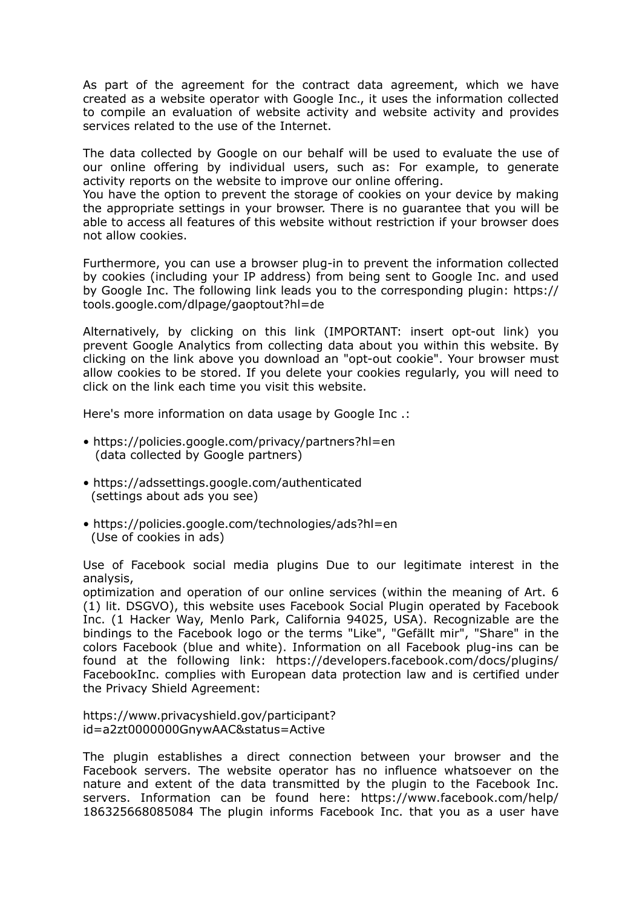As part of the agreement for the contract data agreement, which we have created as a website operator with Google Inc., it uses the information collected to compile an evaluation of website activity and website activity and provides services related to the use of the Internet.

The data collected by Google on our behalf will be used to evaluate the use of our online offering by individual users, such as: For example, to generate activity reports on the website to improve our online offering.
You have the option to prevent the storage of cookies on your device by making the appropriate settings in your browser. There is no guarantee that you will be able to access all features of this website without restriction if your browser does not allow cookies.

Furthermore, you can use a browser plug-in to prevent the information collected by cookies (including your IP address) from being sent to Google Inc. and used by Google Inc. The following link leads you to the corresponding plugin: https://tools.google.com/dlpage/gaoptout?hl=de

Alternatively, by clicking on this link (IMPORTANT: insert opt-out link) you prevent Google Analytics from collecting data about you within this website. By clicking on the link above you download an "opt-out cookie". Your browser must allow cookies to be stored. If you delete your cookies regularly, you will need to click on the link each time you visit this website.

Here's more information on data usage by Google Inc .:

- https://policies.google.com/privacy/partners?hl=en
  (data collected by Google partners)

- https://adssettings.google.com/authenticated
  (settings about ads you see)

- https://policies.google.com/technologies/ads?hl=en
  (Use of cookies in ads)

Use of Facebook social media plugins Due to our legitimate interest in the analysis,
optimization and operation of our online services (within the meaning of Art. 6 (1) lit. DSGVO), this website uses Facebook Social Plugin operated by Facebook Inc. (1 Hacker Way, Menlo Park, California 94025, USA). Recognizable are the bindings to the Facebook logo or the terms "Like", "Gefällt mir", "Share" in the colors Facebook (blue and white). Information on all Facebook plug-ins can be found at the following link: https://developers.facebook.com/docs/plugins/ FacebookInc. complies with European data protection law and is certified under the Privacy Shield Agreement:

https://www.privacyshield.gov/participant?id=a2zt0000000GnywAAC&status=Active

The plugin establishes a direct connection between your browser and the Facebook servers. The website operator has no influence whatsoever on the nature and extent of the data transmitted by the plugin to the Facebook Inc. servers. Information can be found here: https://www.facebook.com/help/186325668085084 The plugin informs Facebook Inc. that you as a user have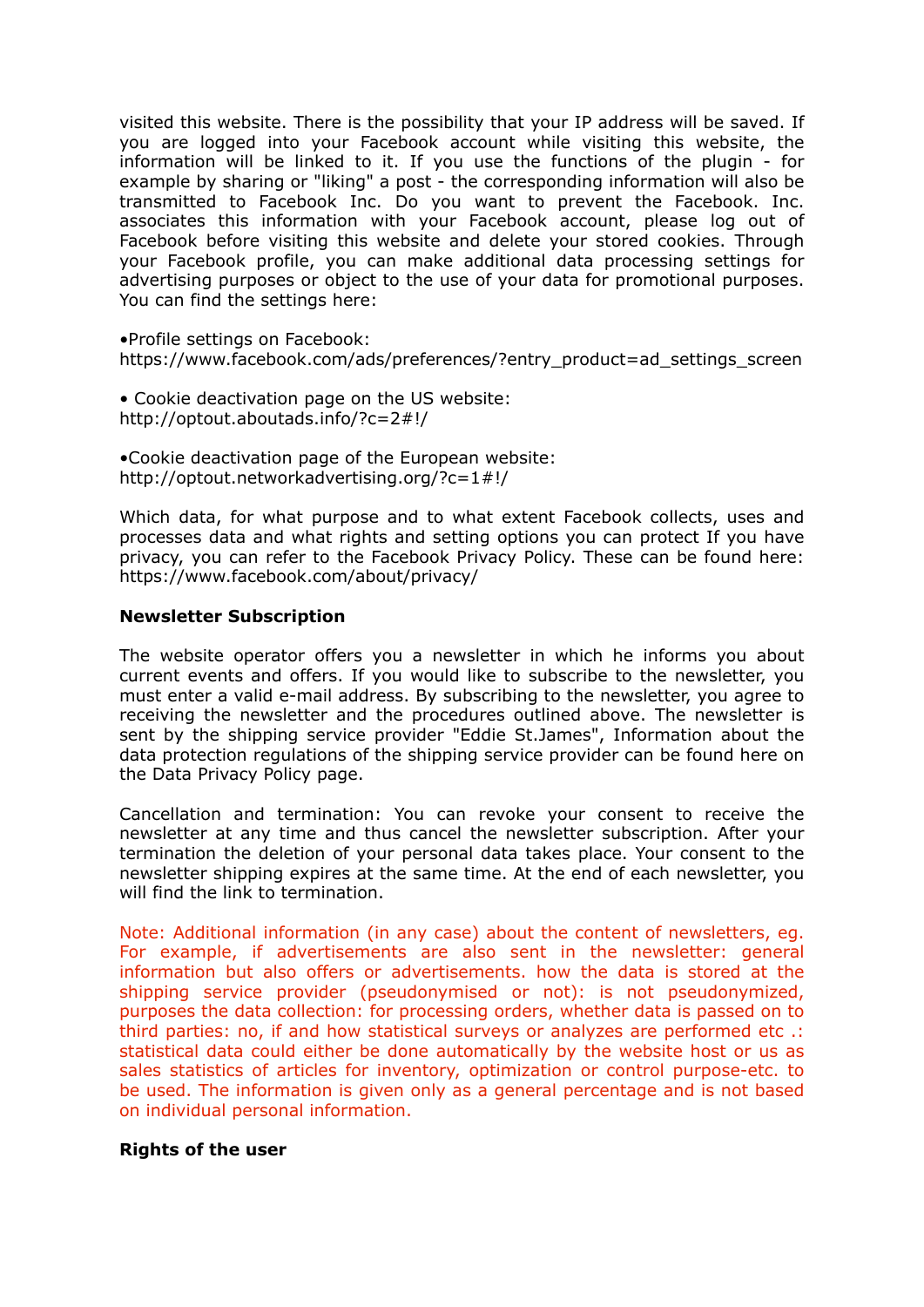visited this website. There is the possibility that your IP address will be saved. If you are logged into your Facebook account while visiting this website, the information will be linked to it. If you use the functions of the plugin - for example by sharing or "liking" a post - the corresponding information will also be transmitted to Facebook Inc. Do you want to prevent the Facebook. Inc. associates this information with your Facebook account, please log out of Facebook before visiting this website and delete your stored cookies. Through your Facebook profile, you can make additional data processing settings for advertising purposes or object to the use of your data for promotional purposes. You can find the settings here:

•Profile settings on Facebook:
https://www.facebook.com/ads/preferences/?entry_product=ad_settings_screen

• Cookie deactivation page on the US website:
http://optout.aboutads.info/?c=2#!/

•Cookie deactivation page of the European website:
http://optout.networkadvertising.org/?c=1#!/

Which data, for what purpose and to what extent Facebook collects, uses and processes data and what rights and setting options you can protect If you have privacy, you can refer to the Facebook Privacy Policy. These can be found here: https://www.facebook.com/about/privacy/

**Newsletter Subscription**

The website operator offers you a newsletter in which he informs you about current events and offers. If you would like to subscribe to the newsletter, you must enter a valid e-mail address. By subscribing to the newsletter, you agree to receiving the newsletter and the procedures outlined above. The newsletter is sent by the shipping service provider "Eddie St.James", Information about the data protection regulations of the shipping service provider can be found here on the Data Privacy Policy page.

Cancellation and termination: You can revoke your consent to receive the newsletter at any time and thus cancel the newsletter subscription. After your termination the deletion of your personal data takes place. Your consent to the newsletter shipping expires at the same time. At the end of each newsletter, you will find the link to termination.

Note: Additional information (in any case) about the content of newsletters, eg. For example, if advertisements are also sent in the newsletter: general information but also offers or advertisements. how the data is stored at the shipping service provider (pseudonymised or not): is not pseudonymized, purposes the data collection: for processing orders, whether data is passed on to third parties: no, if and how statistical surveys or analyzes are performed etc .: statistical data could either be done automatically by the website host or us as sales statistics of articles for inventory, optimization or control purpose-etc. to be used. The information is given only as a general percentage and is not based on individual personal information.

**Rights of the user**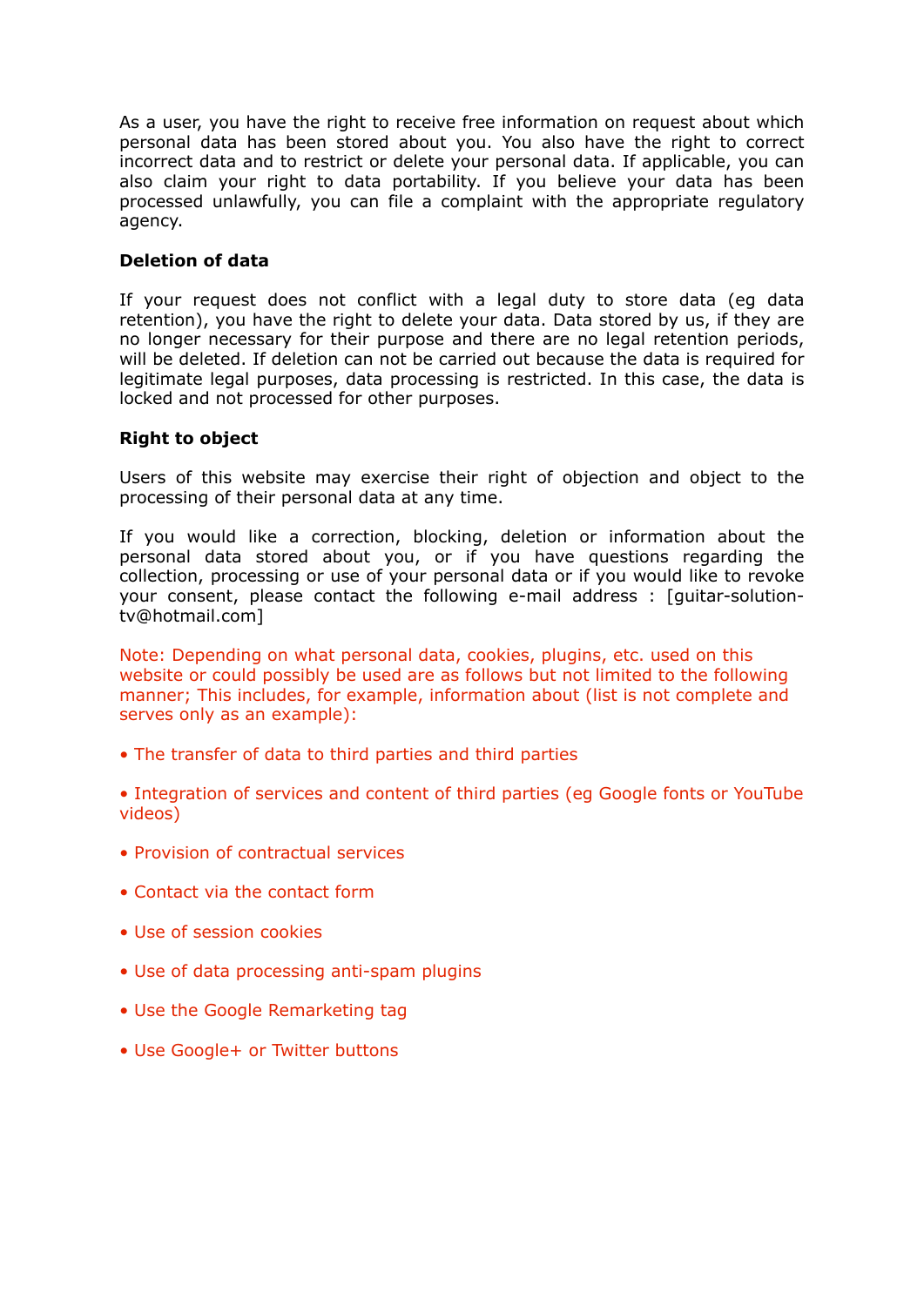As a user, you have the right to receive free information on request about which personal data has been stored about you. You also have the right to correct incorrect data and to restrict or delete your personal data. If applicable, you can also claim your right to data portability. If you believe your data has been processed unlawfully, you can file a complaint with the appropriate regulatory agency.

**Deletion of data**

If your request does not conflict with a legal duty to store data (eg data retention), you have the right to delete your data. Data stored by us, if they are no longer necessary for their purpose and there are no legal retention periods, will be deleted. If deletion can not be carried out because the data is required for legitimate legal purposes, data processing is restricted. In this case, the data is locked and not processed for other purposes.

**Right to object**

Users of this website may exercise their right of objection and object to the processing of their personal data at any time.

If you would like a correction, blocking, deletion or information about the personal data stored about you, or if you have questions regarding the collection, processing or use of your personal data or if you would like to revoke your consent, please contact the following e-mail address : [guitar-solution-tv@hotmail.com]

Note: Depending on what personal data, cookies, plugins, etc. used on this website or could possibly be used are as follows but not limited to the following manner; This includes, for example, information about (list is not complete and serves only as an example):

• The transfer of data to third parties and third parties

• Integration of services and content of third parties (eg Google fonts or YouTube videos)

• Provision of contractual services

• Contact via the contact form

• Use of session cookies

• Use of data processing anti-spam plugins

• Use the Google Remarketing tag

• Use Google+ or Twitter buttons